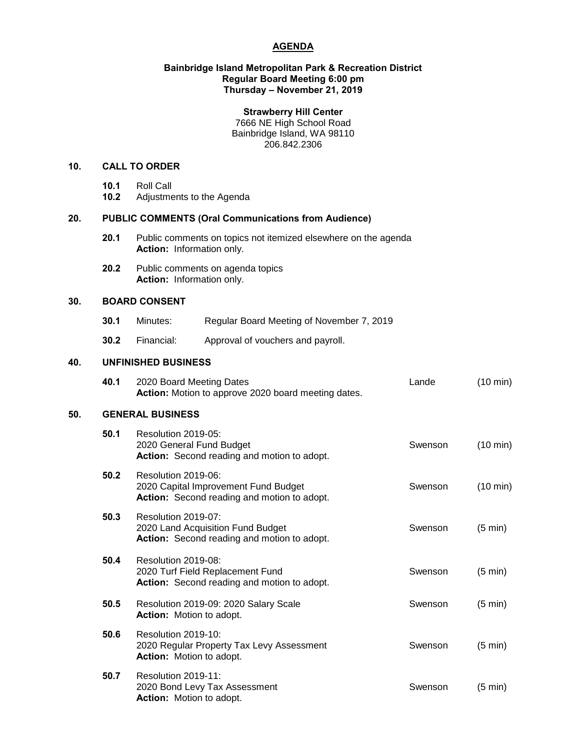# AGENDA

**Bainbridge Island Metropolitan Park & Recreation District**
**Regular Board Meeting 6:00 pm**
**Thursday – November 21, 2019**

**Strawberry Hill Center**
7666 NE High School Road
Bainbridge Island, WA 98110
206.842.2306

## 10. CALL TO ORDER

**10.1** Roll Call
**10.2** Adjustments to the Agenda

## 20. PUBLIC COMMENTS (Oral Communications from Audience)

**20.1** Public comments on topics not itemized elsewhere on the agenda
**Action:** Information only.

**20.2** Public comments on agenda topics
**Action:** Information only.

## 30. BOARD CONSENT

**30.1** Minutes: Regular Board Meeting of November 7, 2019

**30.2** Financial: Approval of vouchers and payroll.

## 40. UNFINISHED BUSINESS

| | | | |
|---|---|---|---|
| **40.1** | 2020 Board Meeting Dates<br>**Action:** Motion to approve 2020 board meeting dates. | Lande | (10 min) |

## 50. GENERAL BUSINESS

| | | | |
|---|---|---|---|
| **50.1** | Resolution 2019-05:<br>2020 General Fund Budget<br>**Action:** Second reading and motion to adopt. | Swenson | (10 min) |
| **50.2** | Resolution 2019-06:<br>2020 Capital Improvement Fund Budget<br>**Action:** Second reading and motion to adopt. | Swenson | (10 min) |
| **50.3** | Resolution 2019-07:<br>2020 Land Acquisition Fund Budget<br>**Action:** Second reading and motion to adopt. | Swenson | (5 min) |
| **50.4** | Resolution 2019-08:<br>2020 Turf Field Replacement Fund<br>**Action:** Second reading and motion to adopt. | Swenson | (5 min) |
| **50.5** | Resolution 2019-09: 2020 Salary Scale<br>**Action:** Motion to adopt. | Swenson | (5 min) |
| **50.6** | Resolution 2019-10:<br>2020 Regular Property Tax Levy Assessment<br>**Action:** Motion to adopt. | Swenson | (5 min) |
| **50.7** | Resolution 2019-11:<br>2020 Bond Levy Tax Assessment<br>**Action:** Motion to adopt. | Swenson | (5 min) |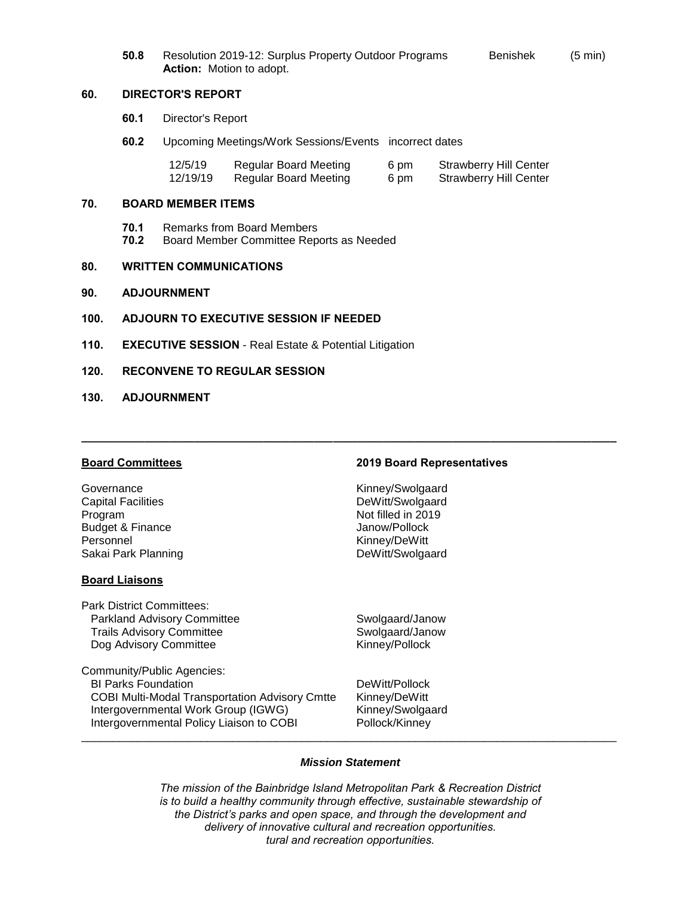**50.8** Resolution 2019-12: Surplus Property Outdoor Programs Benishek (5 min)
**Action:** Motion to adopt.

## 60. DIRECTOR'S REPORT

**60.1** Director's Report

**60.2** Upcoming Meetings/Work Sessions/Events incorrect dates

| | | | |
|---|---|---|---|
| 12/5/19 | Regular Board Meeting | 6 pm | Strawberry Hill Center |
| 12/19/19 | Regular Board Meeting | 6 pm | Strawberry Hill Center |

## 70. BOARD MEMBER ITEMS

**70.1** Remarks from Board Members
**70.2** Board Member Committee Reports as Needed

## 80. WRITTEN COMMUNICATIONS

## 90. ADJOURNMENT

## 100. ADJOURN TO EXECUTIVE SESSION IF NEEDED

## 110. EXECUTIVE SESSION - Real Estate & Potential Litigation

## 120. RECONVENE TO REGULAR SESSION

## 130. ADJOURNMENT

---

| **Board Committees** | **2019 Board Representatives** |
|---|---|
| Governance | Kinney/Swolgaard |
| Capital Facilities | DeWitt/Swolgaard |
| Program | Not filled in 2019 |
| Budget & Finance | Janow/Pollock |
| Personnel | Kinney/DeWitt |
| Sakai Park Planning | DeWitt/Swolgaard |

**Board Liaisons**

| | |
|---|---|
| Park District Committees: | |
| Parkland Advisory Committee | Swolgaard/Janow |
| Trails Advisory Committee | Swolgaard/Janow |
| Dog Advisory Committee | Kinney/Pollock |
| Community/Public Agencies: | |
| BI Parks Foundation | DeWitt/Pollock |
| COBI Multi-Modal Transportation Advisory Cmtte | Kinney/DeWitt |
| Intergovernmental Work Group (IGWG) | Kinney/Swolgaard |
| Intergovernmental Policy Liaison to COBI | Pollock/Kinney |

---

***Mission Statement***

*The mission of the Bainbridge Island Metropolitan Park & Recreation District is to build a healthy community through effective, sustainable stewardship of the District's parks and open space, and through the development and delivery of innovative cultural and recreation opportunities.*
*tural and recreation opportunities.*